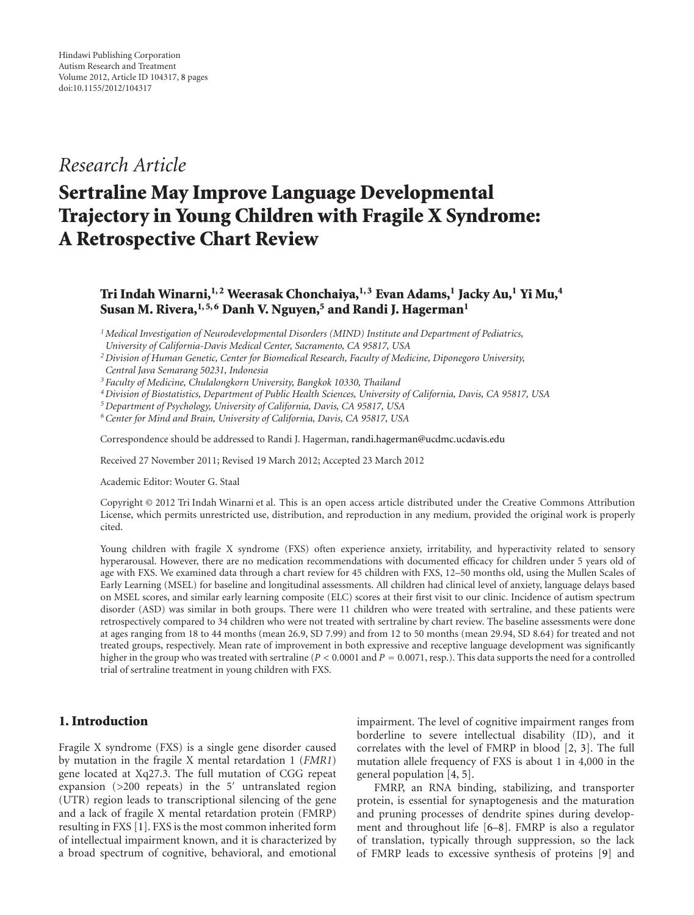Hindawi Publishing Corporation
Autism Research and Treatment
Volume 2012, Article ID 104317, 8 pages
doi:10.1155/2012/104317

*Research Article*

# Sertraline May Improve Language Developmental Trajectory in Young Children with Fragile X Syndrome: A Retrospective Chart Review

**Tri Indah Winarni,[1,2] Weerasak Chonchaiya,[1,3] Evan Adams,[1] Jacky Au,[1] Yi Mu,[4] Susan M. Rivera,[1,5,6] Danh V. Nguyen,[5] and Randi J. Hagerman[1]**

[1] *Medical Investigation of Neurodevelopmental Disorders (MIND) Institute and Department of Pediatrics, University of California-Davis Medical Center, Sacramento, CA 95817, USA*
[2] *Division of Human Genetic, Center for Biomedical Research, Faculty of Medicine, Diponegoro University, Central Java Semarang 50231, Indonesia*
[3] *Faculty of Medicine, Chulalongkorn University, Bangkok 10330, Thailand*
[4] *Division of Biostatistics, Department of Public Health Sciences, University of California, Davis, CA 95817, USA*
[5] *Department of Psychology, University of California, Davis, CA 95817, USA*
[6] *Center for Mind and Brain, University of California, Davis, CA 95817, USA*

Correspondence should be addressed to Randi J. Hagerman, randi.hagerman@ucdmc.ucdavis.edu

Received 27 November 2011; Revised 19 March 2012; Accepted 23 March 2012

Academic Editor: Wouter G. Staal

Copyright © 2012 Tri Indah Winarni et al. This is an open access article distributed under the Creative Commons Attribution License, which permits unrestricted use, distribution, and reproduction in any medium, provided the original work is properly cited.

Young children with fragile X syndrome (FXS) often experience anxiety, irritability, and hyperactivity related to sensory hyperarousal. However, there are no medication recommendations with documented efficacy for children under 5 years old of age with FXS. We examined data through a chart review for 45 children with FXS, 12–50 months old, using the Mullen Scales of Early Learning (MSEL) for baseline and longitudinal assessments. All children had clinical level of anxiety, language delays based on MSEL scores, and similar early learning composite (ELC) scores at their first visit to our clinic. Incidence of autism spectrum disorder (ASD) was similar in both groups. There were 11 children who were treated with sertraline, and these patients were retrospectively compared to 34 children who were not treated with sertraline by chart review. The baseline assessments were done at ages ranging from 18 to 44 months (mean 26.9, SD 7.99) and from 12 to 50 months (mean 29.94, SD 8.64) for treated and not treated groups, respectively. Mean rate of improvement in both expressive and receptive language development was significantly higher in the group who was treated with sertraline ($P < 0.0001$ and $P = 0.0071$, resp.). This data supports the need for a controlled trial of sertraline treatment in young children with FXS.

## 1. Introduction

Fragile X syndrome (FXS) is a single gene disorder caused by mutation in the fragile X mental retardation 1 (*FMR1*) gene located at Xq27.3. The full mutation of CGG repeat expansion (>200 repeats) in the 5′ untranslated region (UTR) region leads to transcriptional silencing of the gene and a lack of fragile X mental retardation protein (FMRP) resulting in FXS [1]. FXS is the most common inherited form of intellectual impairment known, and it is characterized by a broad spectrum of cognitive, behavioral, and emotional impairment. The level of cognitive impairment ranges from borderline to severe intellectual disability (ID), and it correlates with the level of FMRP in blood [2, 3]. The full mutation allele frequency of FXS is about 1 in 4,000 in the general population [4, 5].

FMRP, an RNA binding, stabilizing, and transporter protein, is essential for synaptogenesis and the maturation and pruning processes of dendrite spines during development and throughout life [6–8]. FMRP is also a regulator of translation, typically through suppression, so the lack of FMRP leads to excessive synthesis of proteins [9] and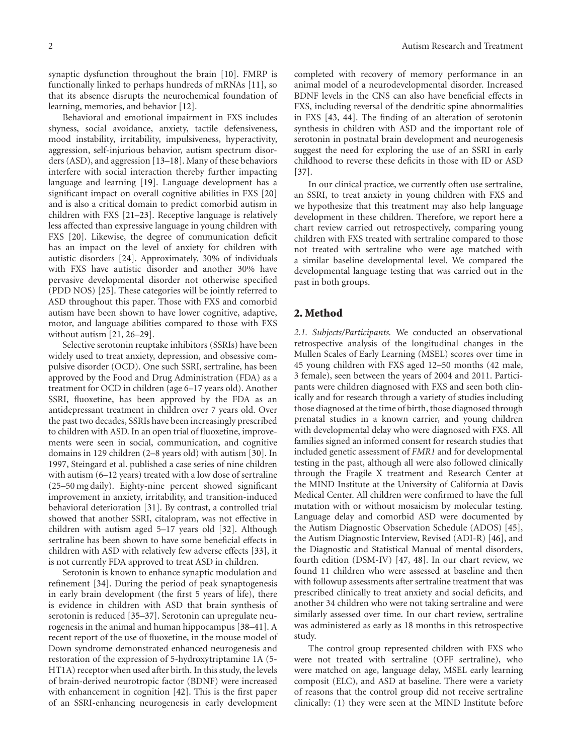synaptic dysfunction throughout the brain [10]. FMRP is functionally linked to perhaps hundreds of mRNAs [11], so that its absence disrupts the neurochemical foundation of learning, memories, and behavior [12].

Behavioral and emotional impairment in FXS includes shyness, social avoidance, anxiety, tactile defensiveness, mood instability, irritability, impulsiveness, hyperactivity, aggression, self-injurious behavior, autism spectrum disorders (ASD), and aggression [13–18]. Many of these behaviors interfere with social interaction thereby further impacting language and learning [19]. Language development has a significant impact on overall cognitive abilities in FXS [20] and is also a critical domain to predict comorbid autism in children with FXS [21–23]. Receptive language is relatively less affected than expressive language in young children with FXS [20]. Likewise, the degree of communication deficit has an impact on the level of anxiety for children with autistic disorders [24]. Approximately, 30% of individuals with FXS have autistic disorder and another 30% have pervasive developmental disorder not otherwise specified (PDD NOS) [25]. These categories will be jointly referred to ASD throughout this paper. Those with FXS and comorbid autism have been shown to have lower cognitive, adaptive, motor, and language abilities compared to those with FXS without autism [21, 26–29].

Selective serotonin reuptake inhibitors (SSRIs) have been widely used to treat anxiety, depression, and obsessive compulsive disorder (OCD). One such SSRI, sertraline, has been approved by the Food and Drug Administration (FDA) as a treatment for OCD in children (age 6–17 years old). Another SSRI, fluoxetine, has been approved by the FDA as an antidepressant treatment in children over 7 years old. Over the past two decades, SSRIs have been increasingly prescribed to children with ASD. In an open trial of fluoxetine, improvements were seen in social, communication, and cognitive domains in 129 children (2–8 years old) with autism [30]. In 1997, Steingard et al. published a case series of nine children with autism (6–12 years) treated with a low dose of sertraline (25–50 mg daily). Eighty-nine percent showed significant improvement in anxiety, irritability, and transition-induced behavioral deterioration [31]. By contrast, a controlled trial showed that another SSRI, citalopram, was not effective in children with autism aged 5–17 years old [32]. Although sertraline has been shown to have some beneficial effects in children with ASD with relatively few adverse effects [33], it is not currently FDA approved to treat ASD in children.

Serotonin is known to enhance synaptic modulation and refinement [34]. During the period of peak synaptogenesis in early brain development (the first 5 years of life), there is evidence in children with ASD that brain synthesis of serotonin is reduced [35–37]. Serotonin can upregulate neurogenesis in the animal and human hippocampus [38–41]. A recent report of the use of fluoxetine, in the mouse model of Down syndrome demonstrated enhanced neurogenesis and restoration of the expression of 5-hydroxytriptamine 1A (5-HT1A) receptor when used after birth. In this study, the levels of brain-derived neurotropic factor (BDNF) were increased with enhancement in cognition [42]. This is the first paper of an SSRI-enhancing neurogenesis in early development completed with recovery of memory performance in an animal model of a neurodevelopmental disorder. Increased BDNF levels in the CNS can also have beneficial effects in FXS, including reversal of the dendritic spine abnormalities in FXS [43, 44]. The finding of an alteration of serotonin synthesis in children with ASD and the important role of serotonin in postnatal brain development and neurogenesis suggest the need for exploring the use of an SSRI in early childhood to reverse these deficits in those with ID or ASD [37].

In our clinical practice, we currently often use sertraline, an SSRI, to treat anxiety in young children with FXS and we hypothesize that this treatment may also help language development in these children. Therefore, we report here a chart review carried out retrospectively, comparing young children with FXS treated with sertraline compared to those not treated with sertraline who were age matched with a similar baseline developmental level. We compared the developmental language testing that was carried out in the past in both groups.

## 2. Method

*2.1. Subjects/Participants.* We conducted an observational retrospective analysis of the longitudinal changes in the Mullen Scales of Early Learning (MSEL) scores over time in 45 young children with FXS aged 12–50 months (42 male, 3 female), seen between the years of 2004 and 2011. Participants were children diagnosed with FXS and seen both clinically and for research through a variety of studies including those diagnosed at the time of birth, those diagnosed through prenatal studies in a known carrier, and young children with developmental delay who were diagnosed with FXS. All families signed an informed consent for research studies that included genetic assessment of *FMR1* and for developmental testing in the past, although all were also followed clinically through the Fragile X treatment and Research Center at the MIND Institute at the University of California at Davis Medical Center. All children were confirmed to have the full mutation with or without mosaicism by molecular testing. Language delay and comorbid ASD were documented by the Autism Diagnostic Observation Schedule (ADOS) [45], the Autism Diagnostic Interview, Revised (ADI-R) [46], and the Diagnostic and Statistical Manual of mental disorders, fourth edition (DSM-IV) [47, 48]. In our chart review, we found 11 children who were assessed at baseline and then with followup assessments after sertraline treatment that was prescribed clinically to treat anxiety and social deficits, and another 34 children who were not taking sertraline and were similarly assessed over time. In our chart review, sertraline was administered as early as 18 months in this retrospective study.

The control group represented children with FXS who were not treated with sertraline (OFF sertraline), who were matched on age, language delay, MSEL early learning composit (ELC), and ASD at baseline. There were a variety of reasons that the control group did not receive sertraline clinically: (1) they were seen at the MIND Institute before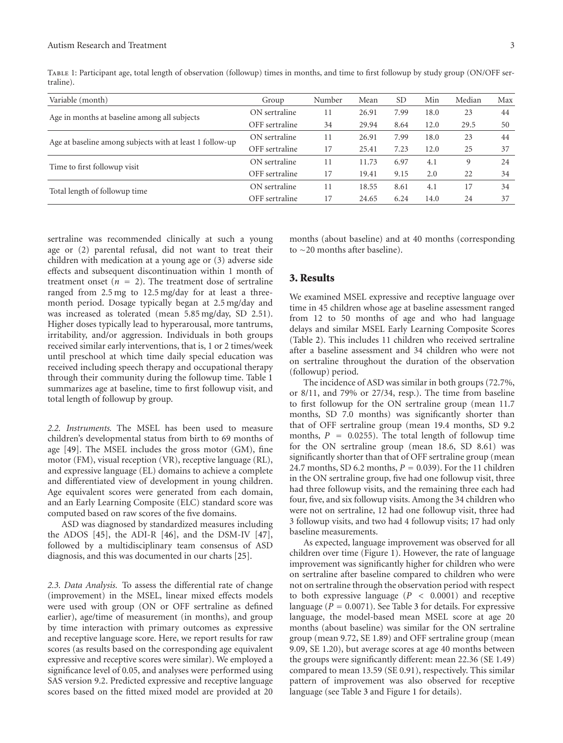Table 1: Participant age, total length of observation (followup) times in months, and time to first followup by study group (ON/OFF sertraline).

| Variable (month) | Group | Number | Mean | SD | Min | Median | Max |
|---|---|---|---|---|---|---|---|
| Age in months at baseline among all subjects | ON sertraline | 11 | 26.91 | 7.99 | 18.0 | 23 | 44 |
| | OFF sertraline | 34 | 29.94 | 8.64 | 12.0 | 29.5 | 50 |
| Age at baseline among subjects with at least 1 follow-up | ON sertraline | 11 | 26.91 | 7.99 | 18.0 | 23 | 44 |
| | OFF sertraline | 17 | 25.41 | 7.23 | 12.0 | 25 | 37 |
| Time to first followup visit | ON sertraline | 11 | 11.73 | 6.97 | 4.1 | 9 | 24 |
| | OFF sertraline | 17 | 19.41 | 9.15 | 2.0 | 22 | 34 |
| Total length of followup time | ON sertraline | 11 | 18.55 | 8.61 | 4.1 | 17 | 34 |
| | OFF sertraline | 17 | 24.65 | 6.24 | 14.0 | 24 | 37 |

sertraline was recommended clinically at such a young age or (2) parental refusal, did not want to treat their children with medication at a young age or (3) adverse side effects and subsequent discontinuation within 1 month of treatment onset ($n = 2$). The treatment dose of sertraline ranged from 2.5 mg to 12.5 mg/day for at least a three-month period. Dosage typically began at 2.5 mg/day and was increased as tolerated (mean 5.85 mg/day, SD 2.51). Higher doses typically lead to hyperarousal, more tantrums, irritability, and/or aggression. Individuals in both groups received similar early interventions, that is, 1 or 2 times/week until preschool at which time daily special education was received including speech therapy and occupational therapy through their community during the followup time. Table 1 summarizes age at baseline, time to first followup visit, and total length of followup by group.

*2.2. Instruments.* The MSEL has been used to measure children's developmental status from birth to 69 months of age [49]. The MSEL includes the gross motor (GM), fine motor (FM), visual reception (VR), receptive language (RL), and expressive language (EL) domains to achieve a complete and differentiated view of development in young children. Age equivalent scores were generated from each domain, and an Early Learning Composite (ELC) standard score was computed based on raw scores of the five domains.

ASD was diagnosed by standardized measures including the ADOS [45], the ADI-R [46], and the DSM-IV [47], followed by a multidisciplinary team consensus of ASD diagnosis, and this was documented in our charts [25].

*2.3. Data Analysis.* To assess the differential rate of change (improvement) in the MSEL, linear mixed effects models were used with group (ON or OFF sertraline as defined earlier), age/time of measurement (in months), and group by time interaction with primary outcomes as expressive and receptive language score. Here, we report results for raw scores (as results based on the corresponding age equivalent expressive and receptive scores were similar). We employed a significance level of 0.05, and analyses were performed using SAS version 9.2. Predicted expressive and receptive language scores based on the fitted mixed model are provided at 20 months (about baseline) and at 40 months (corresponding to ~20 months after baseline).

## 3. Results

We examined MSEL expressive and receptive language over time in 45 children whose age at baseline assessment ranged from 12 to 50 months of age and who had language delays and similar MSEL Early Learning Composite Scores (Table 2). This includes 11 children who received sertraline after a baseline assessment and 34 children who were not on sertraline throughout the duration of the observation (followup) period.

The incidence of ASD was similar in both groups (72.7%, or 8/11, and 79% or 27/34, resp.). The time from baseline to first followup for the ON sertraline group (mean 11.7 months, SD 7.0 months) was significantly shorter than that of OFF sertraline group (mean 19.4 months, SD 9.2 months, $P = 0.0255$). The total length of followup time for the ON sertraline group (mean 18.6, SD 8.61) was significantly shorter than that of OFF sertraline group (mean 24.7 months, SD 6.2 months, $P = 0.039$). For the 11 children in the ON sertraline group, five had one followup visit, three had three followup visits, and the remaining three each had four, five, and six followup visits. Among the 34 children who were not on sertraline, 12 had one followup visit, three had 3 followup visits, and two had 4 followup visits; 17 had only baseline measurements.

As expected, language improvement was observed for all children over time (Figure 1). However, the rate of language improvement was significantly higher for children who were on sertraline after baseline compared to children who were not on sertraline through the observation period with respect to both expressive language ($P < 0.0001$) and receptive language ($P = 0.0071$). See Table 3 for details. For expressive language, the model-based mean MSEL score at age 20 months (about baseline) was similar for the ON sertraline group (mean 9.72, SE 1.89) and OFF sertraline group (mean 9.09, SE 1.20), but average scores at age 40 months between the groups were significantly different: mean 22.36 (SE 1.49) compared to mean 13.59 (SE 0.91), respectively. This similar pattern of improvement was also observed for receptive language (see Table 3 and Figure 1 for details).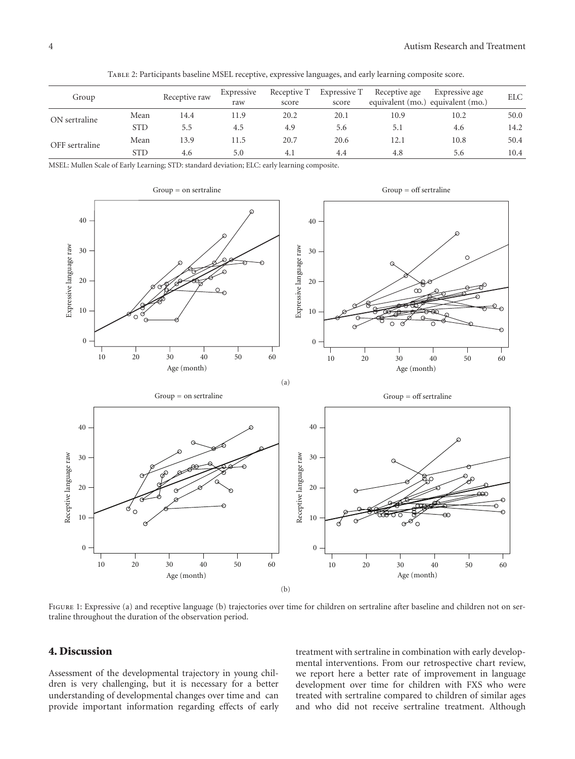Table 2: Participants baseline MSEL receptive, expressive languages, and early learning composite score.

| Group | | Receptive raw | Expressive raw | Receptive T score | Expressive T score | Receptive age equivalent (mo.) | Expressive age equivalent (mo.) | ELC |
|---|---|---|---|---|---|---|---|---|
| ON sertraline | Mean | 14.4 | 11.9 | 20.2 | 20.1 | 10.9 | 10.2 | 50.0 |
| | STD | 5.5 | 4.5 | 4.9 | 5.6 | 5.1 | 4.6 | 14.2 |
| OFF sertraline | Mean | 13.9 | 11.5 | 20.7 | 20.6 | 12.1 | 10.8 | 50.4 |
| | STD | 4.6 | 5.0 | 4.1 | 4.4 | 4.8 | 5.6 | 10.4 |

MSEL: Mullen Scale of Early Learning; STD: standard deviation; ELC: early learning composite.

Figure 1: Expressive (a) and receptive language (b) trajectories over time for children on sertraline after baseline and children not on sertraline throughout the duration of the observation period.

## 4. Discussion

Assessment of the developmental trajectory in young children is very challenging, but it is necessary for a better understanding of developmental changes over time and can provide important information regarding effects of early treatment with sertraline in combination with early developmental interventions. From our retrospective chart review, we report here a better rate of improvement in language development over time for children with FXS who were treated with sertraline compared to children of similar ages and who did not receive sertraline treatment. Although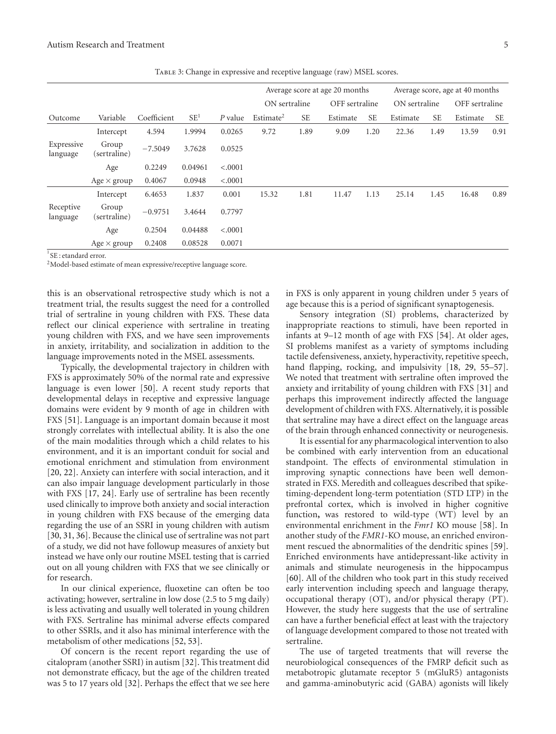Table 3: Change in expressive and receptive language (raw) MSEL scores.

| | | | | | Average score at age 20 months | | | | Average score, age at 40 months | | | |
|---|---|---|---|---|---|---|---|---|---|---|---|---|
| | | | | | ON sertraline | | OFF sertraline | | ON sertraline | | OFF sertraline | |
| Outcome | Variable | Coefficient | SE[1] | *P* value | Estimate[2] | SE | Estimate | SE | Estimate | SE | Estimate | SE |
| Expressive language | Intercept | 4.594 | 1.9994 | 0.0265 | 9.72 | 1.89 | 9.09 | 1.20 | 22.36 | 1.49 | 13.59 | 0.91 |
| | Group (sertraline) | −7.5049 | 3.7628 | 0.0525 | | | | | | | | |
| | Age | 0.2249 | 0.04961 | <.0001 | | | | | | | | |
| | Age × group | 0.4067 | 0.0948 | <.0001 | | | | | | | | |
| Receptive language | Intercept | 6.4653 | 1.837 | 0.001 | 15.32 | 1.81 | 11.47 | 1.13 | 25.14 | 1.45 | 16.48 | 0.89 |
| | Group (sertraline) | −0.9751 | 3.4644 | 0.7797 | | | | | | | | |
| | Age | 0.2504 | 0.04488 | <.0001 | | | | | | | | |
| | Age × group | 0.2408 | 0.08528 | 0.0071 | | | | | | | | |

[1]SE : etandard error.
[2]Model-based estimate of mean expressive/receptive language score.

this is an observational retrospective study which is not a treatment trial, the results suggest the need for a controlled trial of sertraline in young children with FXS. These data reflect our clinical experience with sertraline in treating young children with FXS, and we have seen improvements in anxiety, irritability, and socialization in addition to the language improvements noted in the MSEL assessments.

Typically, the developmental trajectory in children with FXS is approximately 50% of the normal rate and expressive language is even lower [50]. A recent study reports that developmental delays in receptive and expressive language domains were evident by 9 month of age in children with FXS [51]. Language is an important domain because it most strongly correlates with intellectual ability. It is also the one of the main modalities through which a child relates to his environment, and it is an important conduit for social and emotional enrichment and stimulation from environment [20, 22]. Anxiety can interfere with social interaction, and it can also impair language development particularly in those with FXS [17, 24]. Early use of sertraline has been recently used clinically to improve both anxiety and social interaction in young children with FXS because of the emerging data regarding the use of an SSRI in young children with autism [30, 31, 36]. Because the clinical use of sertraline was not part of a study, we did not have followup measures of anxiety but instead we have only our routine MSEL testing that is carried out on all young children with FXS that we see clinically or for research.

In our clinical experience, fluoxetine can often be too activating; however, sertraline in low dose (2.5 to 5 mg daily) is less activating and usually well tolerated in young children with FXS. Sertraline has minimal adverse effects compared to other SSRIs, and it also has minimal interference with the metabolism of other medications [52, 53].

Of concern is the recent report regarding the use of citalopram (another SSRI) in autism [32]. This treatment did not demonstrate efficacy, but the age of the children treated was 5 to 17 years old [32]. Perhaps the effect that we see here in FXS is only apparent in young children under 5 years of age because this is a period of significant synaptogenesis.

Sensory integration (SI) problems, characterized by inappropriate reactions to stimuli, have been reported in infants at 9–12 month of age with FXS [54]. At older ages, SI problems manifest as a variety of symptoms including tactile defensiveness, anxiety, hyperactivity, repetitive speech, hand flapping, rocking, and impulsivity [18, 29, 55–57]. We noted that treatment with sertraline often improved the anxiety and irritability of young children with FXS [31] and perhaps this improvement indirectly affected the language development of children with FXS. Alternatively, it is possible that sertraline may have a direct effect on the language areas of the brain through enhanced connectivity or neurogenesis.

It is essential for any pharmacological intervention to also be combined with early intervention from an educational standpoint. The effects of environmental stimulation in improving synaptic connections have been well demonstrated in FXS. Meredith and colleagues described that spike-timing-dependent long-term potentiation (STD LTP) in the prefrontal cortex, which is involved in higher cognitive function, was restored to wild-type (WT) level by an environmental enrichment in the *Fmr1* KO mouse [58]. In another study of the *FMR1*-KO mouse, an enriched environment rescued the abnormalities of the dendritic spines [59]. Enriched environments have antidepressant-like activity in animals and stimulate neurogenesis in the hippocampus [60]. All of the children who took part in this study received early intervention including speech and language therapy, occupational therapy (OT), and/or physical therapy (PT). However, the study here suggests that the use of sertraline can have a further beneficial effect at least with the trajectory of language development compared to those not treated with sertraline.

The use of targeted treatments that will reverse the neurobiological consequences of the FMRP deficit such as metabotropic glutamate receptor 5 (mGluR5) antagonists and gamma-aminobutyric acid (GABA) agonists will likely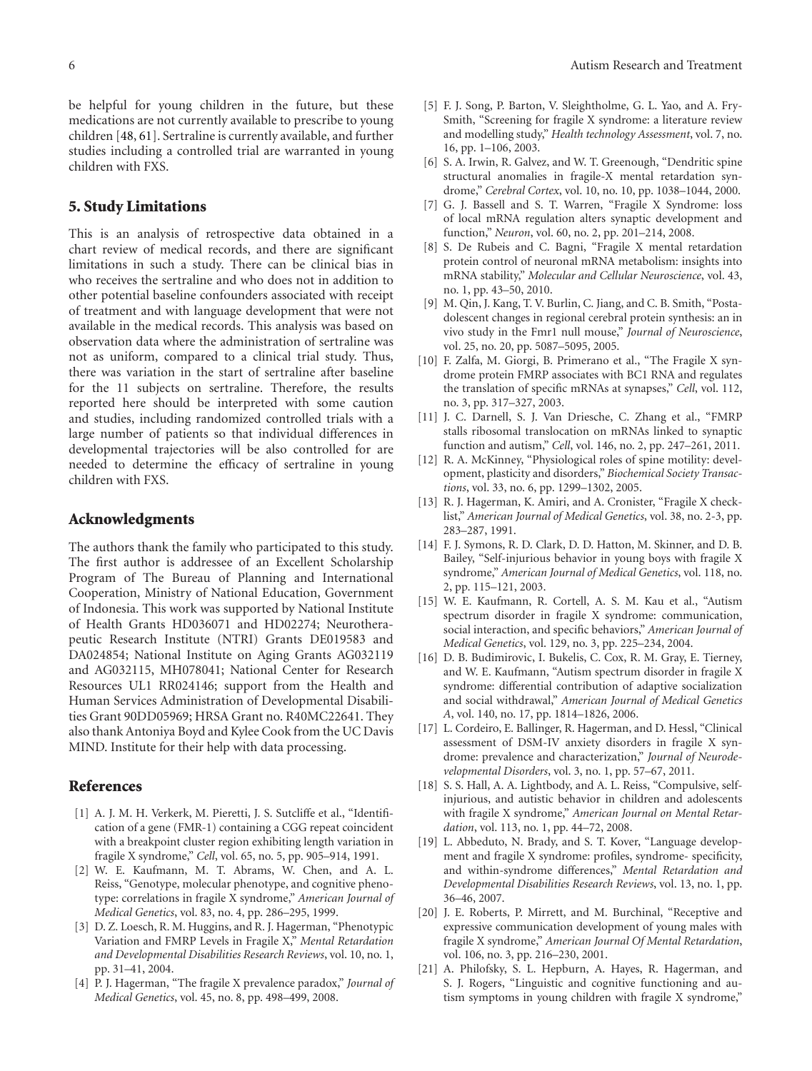be helpful for young children in the future, but these medications are not currently available to prescribe to young children [48, 61]. Sertraline is currently available, and further studies including a controlled trial are warranted in young children with FXS.

## 5. Study Limitations

This is an analysis of retrospective data obtained in a chart review of medical records, and there are significant limitations in such a study. There can be clinical bias in who receives the sertraline and who does not in addition to other potential baseline confounders associated with receipt of treatment and with language development that were not available in the medical records. This analysis was based on observation data where the administration of sertraline was not as uniform, compared to a clinical trial study. Thus, there was variation in the start of sertraline after baseline for the 11 subjects on sertraline. Therefore, the results reported here should be interpreted with some caution and studies, including randomized controlled trials with a large number of patients so that individual differences in developmental trajectories will be also controlled for are needed to determine the efficacy of sertraline in young children with FXS.

## Acknowledgments

The authors thank the family who participated to this study. The first author is addressee of an Excellent Scholarship Program of The Bureau of Planning and International Cooperation, Ministry of National Education, Government of Indonesia. This work was supported by National Institute of Health Grants HD036071 and HD02274; Neurotherapeutic Research Institute (NTRI) Grants DE019583 and DA024854; National Institute on Aging Grants AG032119 and AG032115, MH078041; National Center for Research Resources UL1 RR024146; support from the Health and Human Services Administration of Developmental Disabilities Grant 90DD05969; HRSA Grant no. R40MC22641. They also thank Antoniya Boyd and Kylee Cook from the UC Davis MIND. Institute for their help with data processing.

## References

[1] A. J. M. H. Verkerk, M. Pieretti, J. S. Sutcliffe et al., "Identification of a gene (FMR-1) containing a CGG repeat coincident with a breakpoint cluster region exhibiting length variation in fragile X syndrome," *Cell*, vol. 65, no. 5, pp. 905–914, 1991.

[2] W. E. Kaufmann, M. T. Abrams, W. Chen, and A. L. Reiss, "Genotype, molecular phenotype, and cognitive phenotype: correlations in fragile X syndrome," *American Journal of Medical Genetics*, vol. 83, no. 4, pp. 286–295, 1999.

[3] D. Z. Loesch, R. M. Huggins, and R. J. Hagerman, "Phenotypic Variation and FMRP Levels in Fragile X," *Mental Retardation and Developmental Disabilities Research Reviews*, vol. 10, no. 1, pp. 31–41, 2004.

[4] P. J. Hagerman, "The fragile X prevalence paradox," *Journal of Medical Genetics*, vol. 45, no. 8, pp. 498–499, 2008.

[5] F. J. Song, P. Barton, V. Sleightholme, G. L. Yao, and A. Fry-Smith, "Screening for fragile X syndrome: a literature review and modelling study," *Health technology Assessment*, vol. 7, no. 16, pp. 1–106, 2003.

[6] S. A. Irwin, R. Galvez, and W. T. Greenough, "Dendritic spine structural anomalies in fragile-X mental retardation syndrome," *Cerebral Cortex*, vol. 10, no. 10, pp. 1038–1044, 2000.

[7] G. J. Bassell and S. T. Warren, "Fragile X Syndrome: loss of local mRNA regulation alters synaptic development and function," *Neuron*, vol. 60, no. 2, pp. 201–214, 2008.

[8] S. De Rubeis and C. Bagni, "Fragile X mental retardation protein control of neuronal mRNA metabolism: insights into mRNA stability," *Molecular and Cellular Neuroscience*, vol. 43, no. 1, pp. 43–50, 2010.

[9] M. Qin, J. Kang, T. V. Burlin, C. Jiang, and C. B. Smith, "Postadolescent changes in regional cerebral protein synthesis: an in vivo study in the Fmr1 null mouse," *Journal of Neuroscience*, vol. 25, no. 20, pp. 5087–5095, 2005.

[10] F. Zalfa, M. Giorgi, B. Primerano et al., "The Fragile X syndrome protein FMRP associates with BC1 RNA and regulates the translation of specific mRNAs at synapses," *Cell*, vol. 112, no. 3, pp. 317–327, 2003.

[11] J. C. Darnell, S. J. Van Driesche, C. Zhang et al., "FMRP stalls ribosomal translocation on mRNAs linked to synaptic function and autism," *Cell*, vol. 146, no. 2, pp. 247–261, 2011.

[12] R. A. McKinney, "Physiological roles of spine motility: development, plasticity and disorders," *Biochemical Society Transactions*, vol. 33, no. 6, pp. 1299–1302, 2005.

[13] R. J. Hagerman, K. Amiri, and A. Cronister, "Fragile X checklist," *American Journal of Medical Genetics*, vol. 38, no. 2-3, pp. 283–287, 1991.

[14] F. J. Symons, R. D. Clark, D. D. Hatton, M. Skinner, and D. B. Bailey, "Self-injurious behavior in young boys with fragile X syndrome," *American Journal of Medical Genetics*, vol. 118, no. 2, pp. 115–121, 2003.

[15] W. E. Kaufmann, R. Cortell, A. S. M. Kau et al., "Autism spectrum disorder in fragile X syndrome: communication, social interaction, and specific behaviors," *American Journal of Medical Genetics*, vol. 129, no. 3, pp. 225–234, 2004.

[16] D. B. Budimirovic, I. Bukelis, C. Cox, R. M. Gray, E. Tierney, and W. E. Kaufmann, "Autism spectrum disorder in fragile X syndrome: differential contribution of adaptive socialization and social withdrawal," *American Journal of Medical Genetics A*, vol. 140, no. 17, pp. 1814–1826, 2006.

[17] L. Cordeiro, E. Ballinger, R. Hagerman, and D. Hessl, "Clinical assessment of DSM-IV anxiety disorders in fragile X syndrome: prevalence and characterization," *Journal of Neurodevelopmental Disorders*, vol. 3, no. 1, pp. 57–67, 2011.

[18] S. S. Hall, A. A. Lightbody, and A. L. Reiss, "Compulsive, self-injurious, and autistic behavior in children and adolescents with fragile X syndrome," *American Journal on Mental Retardation*, vol. 113, no. 1, pp. 44–72, 2008.

[19] L. Abbeduto, N. Brady, and S. T. Kover, "Language development and fragile X syndrome: profiles, syndrome- specificity, and within-syndrome differences," *Mental Retardation and Developmental Disabilities Research Reviews*, vol. 13, no. 1, pp. 36–46, 2007.

[20] J. E. Roberts, P. Mirrett, and M. Burchinal, "Receptive and expressive communication development of young males with fragile X syndrome," *American Journal Of Mental Retardation*, vol. 106, no. 3, pp. 216–230, 2001.

[21] A. Philofsky, S. L. Hepburn, A. Hayes, R. Hagerman, and S. J. Rogers, "Linguistic and cognitive functioning and autism symptoms in young children with fragile X syndrome,"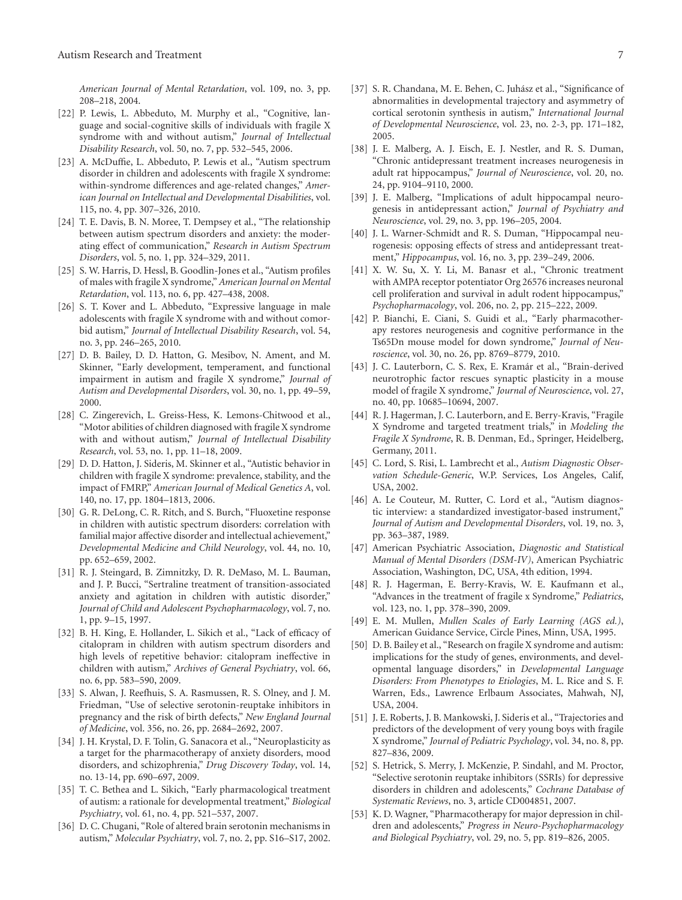*American Journal of Mental Retardation*, vol. 109, no. 3, pp. 208–218, 2004.

[22] P. Lewis, L. Abbeduto, M. Murphy et al., "Cognitive, language and social-cognitive skills of individuals with fragile X syndrome with and without autism," *Journal of Intellectual Disability Research*, vol. 50, no. 7, pp. 532–545, 2006.

[23] A. McDuffie, L. Abbeduto, P. Lewis et al., "Autism spectrum disorder in children and adolescents with fragile X syndrome: within-syndrome differences and age-related changes," *American Journal on Intellectual and Developmental Disabilities*, vol. 115, no. 4, pp. 307–326, 2010.

[24] T. E. Davis, B. N. Moree, T. Dempsey et al., "The relationship between autism spectrum disorders and anxiety: the moderating effect of communication," *Research in Autism Spectrum Disorders*, vol. 5, no. 1, pp. 324–329, 2011.

[25] S. W. Harris, D. Hessl, B. Goodlin-Jones et al., "Autism profiles of males with fragile X syndrome," *American Journal on Mental Retardation*, vol. 113, no. 6, pp. 427–438, 2008.

[26] S. T. Kover and L. Abbeduto, "Expressive language in male adolescents with fragile X syndrome with and without comorbid autism," *Journal of Intellectual Disability Research*, vol. 54, no. 3, pp. 246–265, 2010.

[27] D. B. Bailey, D. D. Hatton, G. Mesibov, N. Ament, and M. Skinner, "Early development, temperament, and functional impairment in autism and fragile X syndrome," *Journal of Autism and Developmental Disorders*, vol. 30, no. 1, pp. 49–59, 2000.

[28] C. Zingerevich, L. Greiss-Hess, K. Lemons-Chitwood et al., "Motor abilities of children diagnosed with fragile X syndrome with and without autism," *Journal of Intellectual Disability Research*, vol. 53, no. 1, pp. 11–18, 2009.

[29] D. D. Hatton, J. Sideris, M. Skinner et al., "Autistic behavior in children with fragile X syndrome: prevalence, stability, and the impact of FMRP," *American Journal of Medical Genetics A*, vol. 140, no. 17, pp. 1804–1813, 2006.

[30] G. R. DeLong, C. R. Ritch, and S. Burch, "Fluoxetine response in children with autistic spectrum disorders: correlation with familial major affective disorder and intellectual achievement," *Developmental Medicine and Child Neurology*, vol. 44, no. 10, pp. 652–659, 2002.

[31] R. J. Steingard, B. Zimnitzky, D. R. DeMaso, M. L. Bauman, and J. P. Bucci, "Sertraline treatment of transition-associated anxiety and agitation in children with autistic disorder," *Journal of Child and Adolescent Psychopharmacology*, vol. 7, no. 1, pp. 9–15, 1997.

[32] B. H. King, E. Hollander, L. Sikich et al., "Lack of efficacy of citalopram in children with autism spectrum disorders and high levels of repetitive behavior: citalopram ineffective in children with autism," *Archives of General Psychiatry*, vol. 66, no. 6, pp. 583–590, 2009.

[33] S. Alwan, J. Reefhuis, S. A. Rasmussen, R. S. Olney, and J. M. Friedman, "Use of selective serotonin-reuptake inhibitors in pregnancy and the risk of birth defects," *New England Journal of Medicine*, vol. 356, no. 26, pp. 2684–2692, 2007.

[34] J. H. Krystal, D. F. Tolin, G. Sanacora et al., "Neuroplasticity as a target for the pharmacotherapy of anxiety disorders, mood disorders, and schizophrenia," *Drug Discovery Today*, vol. 14, no. 13-14, pp. 690–697, 2009.

[35] T. C. Bethea and L. Sikich, "Early pharmacological treatment of autism: a rationale for developmental treatment," *Biological Psychiatry*, vol. 61, no. 4, pp. 521–537, 2007.

[36] D. C. Chugani, "Role of altered brain serotonin mechanisms in autism," *Molecular Psychiatry*, vol. 7, no. 2, pp. S16–S17, 2002.

[37] S. R. Chandana, M. E. Behen, C. Juhász et al., "Significance of abnormalities in developmental trajectory and asymmetry of cortical serotonin synthesis in autism," *International Journal of Developmental Neuroscience*, vol. 23, no. 2-3, pp. 171–182, 2005.

[38] J. E. Malberg, A. J. Eisch, E. J. Nestler, and R. S. Duman, "Chronic antidepressant treatment increases neurogenesis in adult rat hippocampus," *Journal of Neuroscience*, vol. 20, no. 24, pp. 9104–9110, 2000.

[39] J. E. Malberg, "Implications of adult hippocampal neurogenesis in antidepressant action," *Journal of Psychiatry and Neuroscience*, vol. 29, no. 3, pp. 196–205, 2004.

[40] J. L. Warner-Schmidt and R. S. Duman, "Hippocampal neurogenesis: opposing effects of stress and antidepressant treatment," *Hippocampus*, vol. 16, no. 3, pp. 239–249, 2006.

[41] X. W. Su, X. Y. Li, M. Banasr et al., "Chronic treatment with AMPA receptor potentiator Org 26576 increases neuronal cell proliferation and survival in adult rodent hippocampus," *Psychopharmacology*, vol. 206, no. 2, pp. 215–222, 2009.

[42] P. Bianchi, E. Ciani, S. Guidi et al., "Early pharmacotherapy restores neurogenesis and cognitive performance in the Ts65Dn mouse model for down syndrome," *Journal of Neuroscience*, vol. 30, no. 26, pp. 8769–8779, 2010.

[43] J. C. Lauterborn, C. S. Rex, E. Kramár et al., "Brain-derived neurotrophic factor rescues synaptic plasticity in a mouse model of fragile X syndrome," *Journal of Neuroscience*, vol. 27, no. 40, pp. 10685–10694, 2007.

[44] R. J. Hagerman, J. C. Lauterborn, and E. Berry-Kravis, "Fragile X Syndrome and targeted treatment trials," in *Modeling the Fragile X Syndrome*, R. B. Denman, Ed., Springer, Heidelberg, Germany, 2011.

[45] C. Lord, S. Risi, L. Lambrecht et al., *Autism Diagnostic Observation Schedule-Generic*, W.P. Services, Los Angeles, Calif, USA, 2002.

[46] A. Le Couteur, M. Rutter, C. Lord et al., "Autism diagnostic interview: a standardized investigator-based instrument," *Journal of Autism and Developmental Disorders*, vol. 19, no. 3, pp. 363–387, 1989.

[47] American Psychiatric Association, *Diagnostic and Statistical Manual of Mental Disorders (DSM-IV)*, American Psychiatric Association, Washington, DC, USA, 4th edition, 1994.

[48] R. J. Hagerman, E. Berry-Kravis, W. E. Kaufmann et al., "Advances in the treatment of fragile x Syndrome," *Pediatrics*, vol. 123, no. 1, pp. 378–390, 2009.

[49] E. M. Mullen, *Mullen Scales of Early Learning (AGS ed.)*, American Guidance Service, Circle Pines, Minn, USA, 1995.

[50] D. B. Bailey et al., "Research on fragile X syndrome and autism: implications for the study of genes, environments, and developmental language disorders," in *Developmental Language Disorders: From Phenotypes to Etiologies*, M. L. Rice and S. F. Warren, Eds., Lawrence Erlbaum Associates, Mahwah, NJ, USA, 2004.

[51] J. E. Roberts, J. B. Mankowski, J. Sideris et al., "Trajectories and predictors of the development of very young boys with fragile X syndrome," *Journal of Pediatric Psychology*, vol. 34, no. 8, pp. 827–836, 2009.

[52] S. Hetrick, S. Merry, J. McKenzie, P. Sindahl, and M. Proctor, "Selective serotonin reuptake inhibitors (SSRIs) for depressive disorders in children and adolescents," *Cochrane Database of Systematic Reviews*, no. 3, article CD004851, 2007.

[53] K. D. Wagner, "Pharmacotherapy for major depression in children and adolescents," *Progress in Neuro-Psychopharmacology and Biological Psychiatry*, vol. 29, no. 5, pp. 819–826, 2005.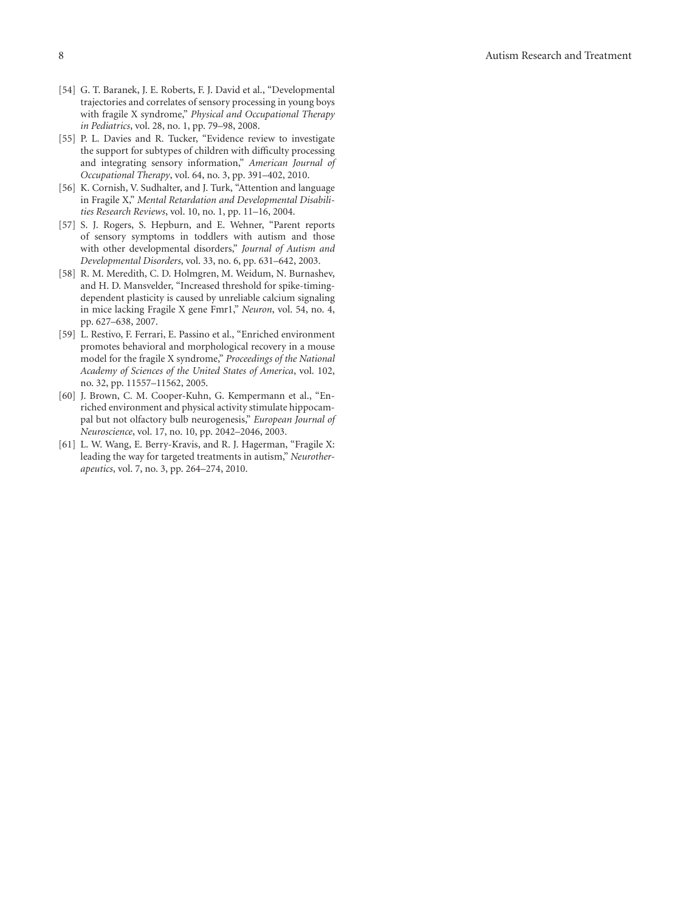[54] G. T. Baranek, J. E. Roberts, F. J. David et al., "Developmental trajectories and correlates of sensory processing in young boys with fragile X syndrome," *Physical and Occupational Therapy in Pediatrics*, vol. 28, no. 1, pp. 79–98, 2008.

[55] P. L. Davies and R. Tucker, "Evidence review to investigate the support for subtypes of children with difficulty processing and integrating sensory information," *American Journal of Occupational Therapy*, vol. 64, no. 3, pp. 391–402, 2010.

[56] K. Cornish, V. Sudhalter, and J. Turk, "Attention and language in Fragile X," *Mental Retardation and Developmental Disabilities Research Reviews*, vol. 10, no. 1, pp. 11–16, 2004.

[57] S. J. Rogers, S. Hepburn, and E. Wehner, "Parent reports of sensory symptoms in toddlers with autism and those with other developmental disorders," *Journal of Autism and Developmental Disorders*, vol. 33, no. 6, pp. 631–642, 2003.

[58] R. M. Meredith, C. D. Holmgren, M. Weidum, N. Burnashev, and H. D. Mansvelder, "Increased threshold for spike-timing-dependent plasticity is caused by unreliable calcium signaling in mice lacking Fragile X gene Fmr1," *Neuron*, vol. 54, no. 4, pp. 627–638, 2007.

[59] L. Restivo, F. Ferrari, E. Passino et al., "Enriched environment promotes behavioral and morphological recovery in a mouse model for the fragile X syndrome," *Proceedings of the National Academy of Sciences of the United States of America*, vol. 102, no. 32, pp. 11557–11562, 2005.

[60] J. Brown, C. M. Cooper-Kuhn, G. Kempermann et al., "Enriched environment and physical activity stimulate hippocampal but not olfactory bulb neurogenesis," *European Journal of Neuroscience*, vol. 17, no. 10, pp. 2042–2046, 2003.

[61] L. W. Wang, E. Berry-Kravis, and R. J. Hagerman, "Fragile X: leading the way for targeted treatments in autism," *Neurotherapeutics*, vol. 7, no. 3, pp. 264–274, 2010.